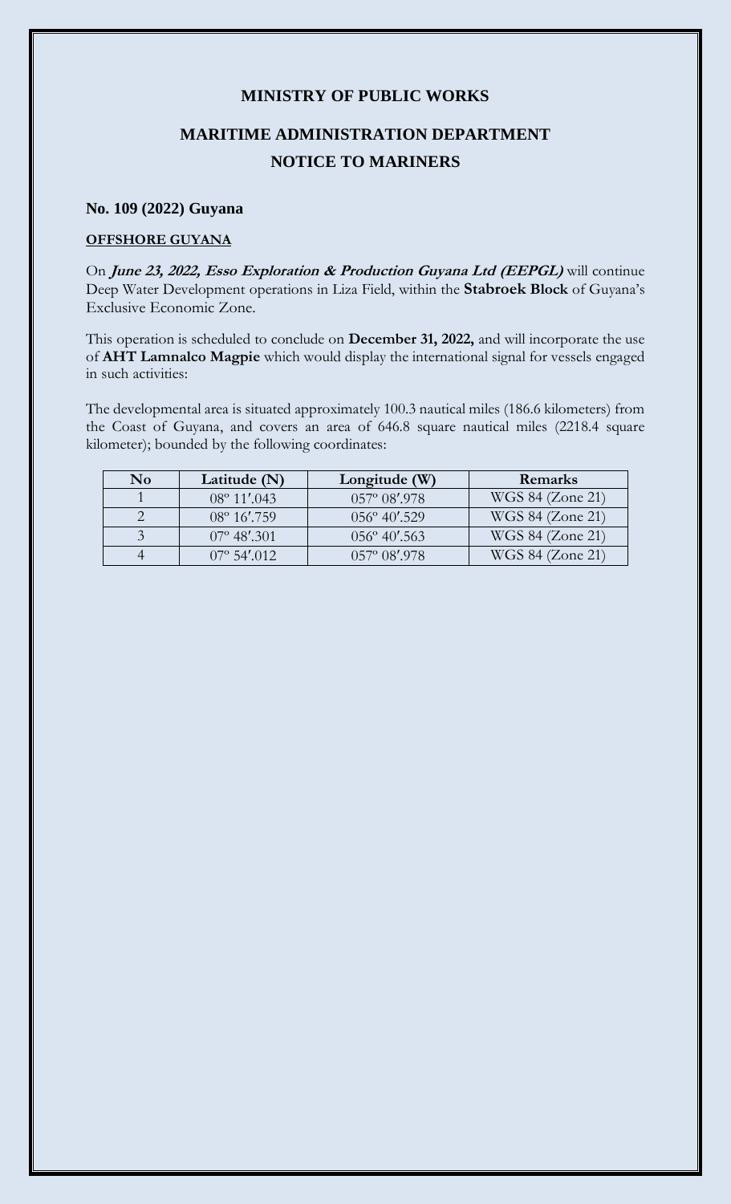**MINISTRY OF PUBLIC WORKS**

# MARITIME ADMINISTRATION DEPARTMENT
## NOTICE TO MARINERS

**No. 109 (2022) Guyana**

**OFFSHORE GUYANA**

On ***June 23, 2022, Esso Exploration & Production Guyana Ltd (EEPGL)*** will continue Deep Water Development operations in Liza Field, within the **Stabroek Block** of Guyana's Exclusive Economic Zone.

This operation is scheduled to conclude on **December 31, 2022,** and will incorporate the use of **AHT Lamnalco Magpie** which would display the international signal for vessels engaged in such activities:

The developmental area is situated approximately 100.3 nautical miles (186.6 kilometers) from the Coast of Guyana, and covers an area of 646.8 square nautical miles (2218.4 square kilometer); bounded by the following coordinates:

| No | Latitude (N) | Longitude (W) | Remarks |
|---|---|---|---|
| 1 | 08º 11′.043 | 057º 08′.978 | WGS 84 (Zone 21) |
| 2 | 08º 16′.759 | 056º 40′.529 | WGS 84 (Zone 21) |
| 3 | 07º 48′.301 | 056º 40′.563 | WGS 84 (Zone 21) |
| 4 | 07º 54′.012 | 057º 08′.978 | WGS 84 (Zone 21) |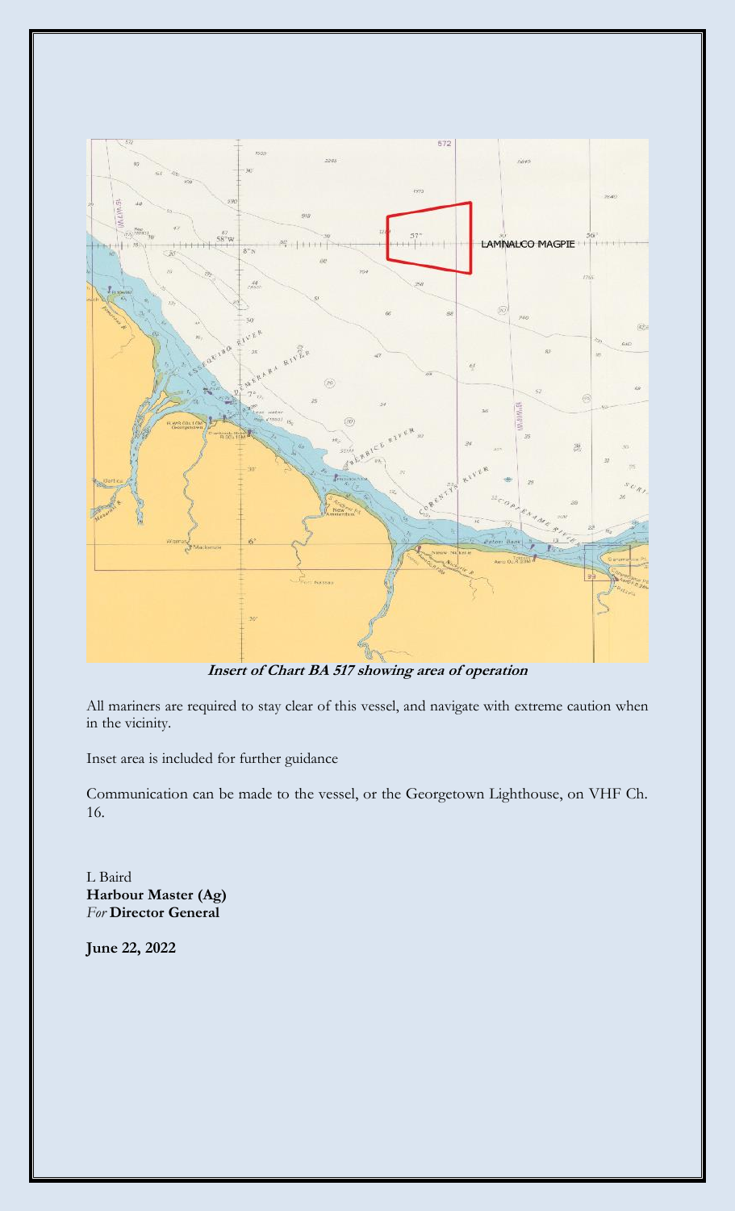**Insert of Chart BA 517 showing area of operation**

All mariners are required to stay clear of this vessel, and navigate with extreme caution when in the vicinity.

Inset area is included for further guidance

Communication can be made to the vessel, or the Georgetown Lighthouse, on VHF Ch. 16.

L Baird  
**Harbour Master (Ag)**  
*For* **Director General**

**June 22, 2022**